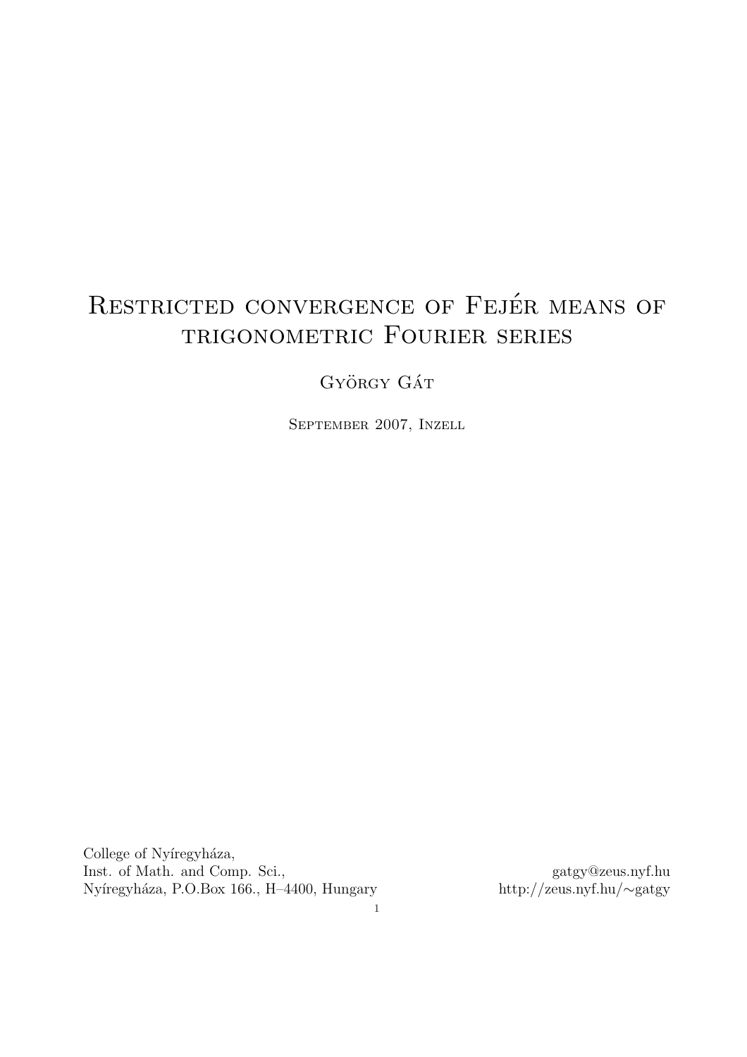# Restricted convergence of Fejér means of trigonometric Fourier series

György Gát

September 2007, Inzell

College of Nyíregyháza,
Inst. of Math. and Comp. Sci.,
Nyíregyháza, P.O.Box 166., H–4400, Hungary

gatgy@zeus.nyf.hu
http://zeus.nyf.hu/∼gatgy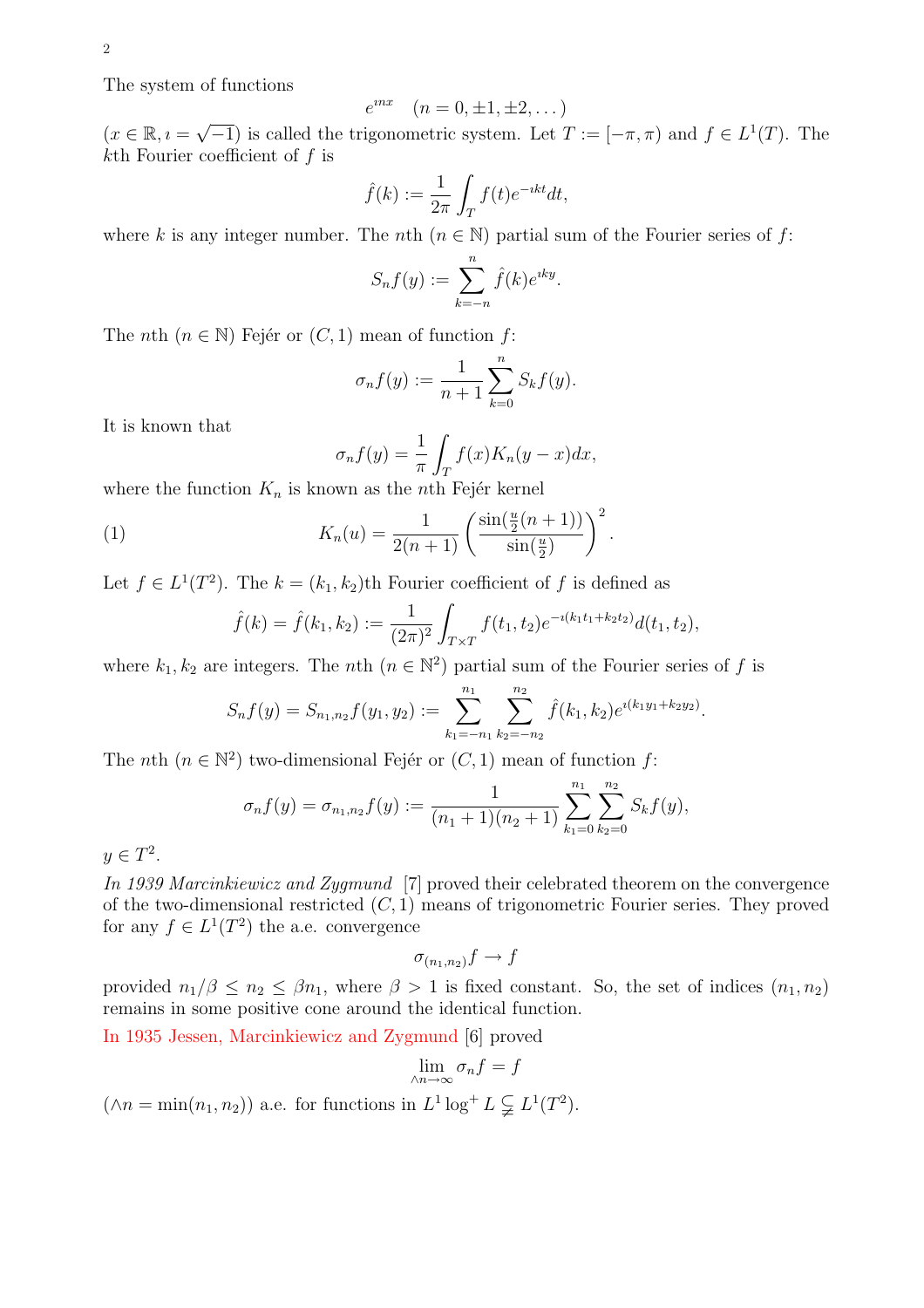The system of functions

$$e^{\imath nx} \quad (n = 0, \pm 1, \pm 2, \dots)$$

($x \in \mathbb{R}, \imath = \sqrt{-1}$) is called the trigonometric system. Let $T := [-\pi, \pi)$ and $f \in L^1(T)$. The $k$th Fourier coefficient of $f$ is

$$\hat{f}(k) := \frac{1}{2\pi} \int_T f(t) e^{-\imath kt} dt,$$

where $k$ is any integer number. The $n$th ($n \in \mathbb{N}$) partial sum of the Fourier series of $f$:

$$S_n f(y) := \sum_{k=-n}^{n} \hat{f}(k) e^{\imath ky}.$$

The $n$th ($n \in \mathbb{N}$) Fejér or $(C, 1)$ mean of function $f$:

$$\sigma_n f(y) := \frac{1}{n+1} \sum_{k=0}^{n} S_k f(y).$$

It is known that

$$\sigma_n f(y) = \frac{1}{\pi} \int_T f(x) K_n(y - x) dx,$$

where the function $K_n$ is known as the $n$th Fejér kernel

$$K_n(u) = \frac{1}{2(n+1)} \left( \frac{\sin(\frac{u}{2}(n+1))}{\sin(\frac{u}{2})} \right)^2. \tag{1}$$

Let $f \in L^1(T^2)$. The $k = (k_1, k_2)$th Fourier coefficient of $f$ is defined as

$$\hat{f}(k) = \hat{f}(k_1, k_2) := \frac{1}{(2\pi)^2} \int_{T \times T} f(t_1, t_2) e^{-\imath(k_1 t_1 + k_2 t_2)} d(t_1, t_2),$$

where $k_1, k_2$ are integers. The $n$th ($n \in \mathbb{N}^2$) partial sum of the Fourier series of $f$ is

$$S_n f(y) = S_{n_1, n_2} f(y_1, y_2) := \sum_{k_1=-n_1}^{n_1} \sum_{k_2=-n_2}^{n_2} \hat{f}(k_1, k_2) e^{\imath(k_1 y_1 + k_2 y_2)}.$$

The $n$th ($n \in \mathbb{N}^2$) two-dimensional Fejér or $(C, 1)$ mean of function $f$:

$$\sigma_n f(y) = \sigma_{n_1, n_2} f(y) := \frac{1}{(n_1 + 1)(n_2 + 1)} \sum_{k_1=0}^{n_1} \sum_{k_2=0}^{n_2} S_k f(y),$$

$y \in T^2$.

*In 1939 Marcinkiewicz and Zygmund* [7] proved their celebrated theorem on the convergence of the two-dimensional restricted $(C, 1)$ means of trigonometric Fourier series. They proved for any $f \in L^1(T^2)$ the a.e. convergence

$$\sigma_{(n_1, n_2)} f \to f$$

provided $n_1/\beta \leq n_2 \leq \beta n_1$, where $\beta > 1$ is fixed constant. So, the set of indices $(n_1, n_2)$ remains in some positive cone around the identical function.

In 1935 Jessen, Marcinkiewicz and Zygmund [6] proved

$$\lim_{\wedge n \to \infty} \sigma_n f = f$$

($\wedge n = \min(n_1, n_2)$) a.e. for functions in $L^1 \log^+ L \subsetneq L^1(T^2)$.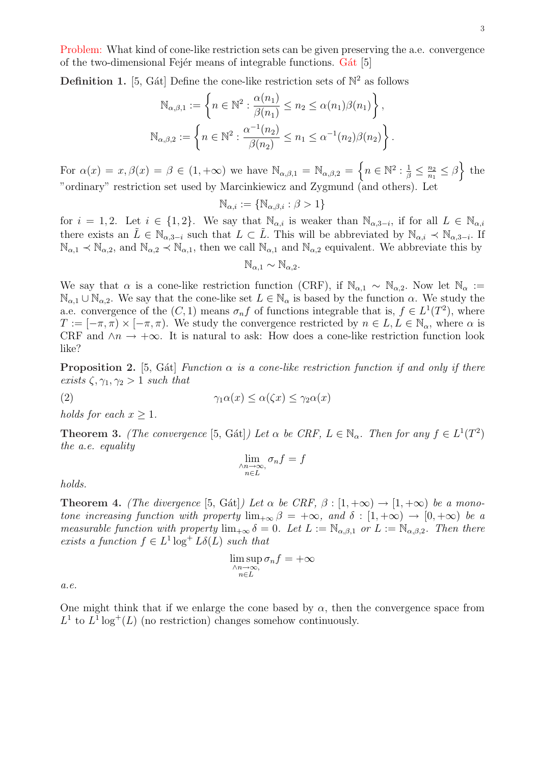Problem: What kind of cone-like restriction sets can be given preserving the a.e. convergence of the two-dimensional Fejér means of integrable functions. Gát [5]

**Definition 1.** [5, Gát] Define the cone-like restriction sets of $\mathbb{N}^2$ as follows

$$\mathbb{N}_{\alpha,\beta,1} := \left\{ n \in \mathbb{N}^2 : \frac{\alpha(n_1)}{\beta(n_1)} \leq n_2 \leq \alpha(n_1)\beta(n_1) \right\},$$

$$\mathbb{N}_{\alpha,\beta,2} := \left\{ n \in \mathbb{N}^2 : \frac{\alpha^{-1}(n_2)}{\beta(n_2)} \leq n_1 \leq \alpha^{-1}(n_2)\beta(n_2) \right\}.$$

For $\alpha(x) = x, \beta(x) = \beta \in (1, +\infty)$ we have $\mathbb{N}_{\alpha,\beta,1} = \mathbb{N}_{\alpha,\beta,2} = \left\{ n \in \mathbb{N}^2 : \frac{1}{\beta} \leq \frac{n_2}{n_1} \leq \beta \right\}$ the "ordinary" restriction set used by Marcinkiewicz and Zygmund (and others). Let

$$\mathbb{N}_{\alpha,i} := \{\mathbb{N}_{\alpha,\beta,i} : \beta > 1\}$$

for $i = 1, 2$. Let $i \in \{1, 2\}$. We say that $\mathbb{N}_{\alpha,i}$ is weaker than $\mathbb{N}_{\alpha,3-i}$, if for all $L \in \mathbb{N}_{\alpha,i}$ there exists an $\tilde{L} \in \mathbb{N}_{\alpha,3-i}$ such that $L \subset \tilde{L}$. This will be abbreviated by $\mathbb{N}_{\alpha,i} \prec \mathbb{N}_{\alpha,3-i}$. If $\mathbb{N}_{\alpha,1} \prec \mathbb{N}_{\alpha,2}$, and $\mathbb{N}_{\alpha,2} \prec \mathbb{N}_{\alpha,1}$, then we call $\mathbb{N}_{\alpha,1}$ and $\mathbb{N}_{\alpha,2}$ equivalent. We abbreviate this by

$$\mathbb{N}_{\alpha,1} \sim \mathbb{N}_{\alpha,2}.$$

We say that $\alpha$ is a cone-like restriction function (CRF), if $\mathbb{N}_{\alpha,1} \sim \mathbb{N}_{\alpha,2}$. Now let $\mathbb{N}_\alpha := \mathbb{N}_{\alpha,1} \cup \mathbb{N}_{\alpha,2}$. We say that the cone-like set $L \in \mathbb{N}_\alpha$ is based by the function $\alpha$. We study the a.e. convergence of the $(C, 1)$ means $\sigma_n f$ of functions integrable that is, $f \in L^1(T^2)$, where $T := [-\pi, \pi) \times [-\pi, \pi)$. We study the convergence restricted by $n \in L, L \in \mathbb{N}_\alpha$, where $\alpha$ is CRF and $\wedge n \to +\infty$. It is natural to ask: How does a cone-like restriction function look like?

**Proposition 2.** [5, Gát] *Function $\alpha$ is a cone-like restriction function if and only if there exists $\zeta, \gamma_1, \gamma_2 > 1$ such that*

$$\gamma_1 \alpha(x) \leq \alpha(\zeta x) \leq \gamma_2 \alpha(x) \tag{2}$$

*holds for each $x \geq 1$.*

**Theorem 3.** *(The convergence [5, Gát]) Let $\alpha$ be CRF, $L \in \mathbb{N}_\alpha$. Then for any $f \in L^1(T^2)$ the a.e. equality*

$$\lim_{\substack{\wedge n \to \infty, \\ n \in L}} \sigma_n f = f$$

*holds.*

**Theorem 4.** *(The divergence [5, Gát]) Let $\alpha$ be CRF, $\beta : [1, +\infty) \to [1, +\infty)$ be a monotone increasing function with property $\lim_{+\infty} \beta = +\infty$, and $\delta : [1, +\infty) \to [0, +\infty)$ be a measurable function with property $\lim_{+\infty} \delta = 0$. Let $L := \mathbb{N}_{\alpha,\beta,1}$ or $L := \mathbb{N}_{\alpha,\beta,2}$. Then there exists a function $f \in L^1 \log^+ L\delta(L)$ such that*

$$\limsup_{\substack{\wedge n \to \infty, \\ n \in L}} \sigma_n f = +\infty$$

*a.e.*

One might think that if we enlarge the cone based by $\alpha$, then the convergence space from $L^1$ to $L^1 \log^+(L)$ (no restriction) changes somehow continuously.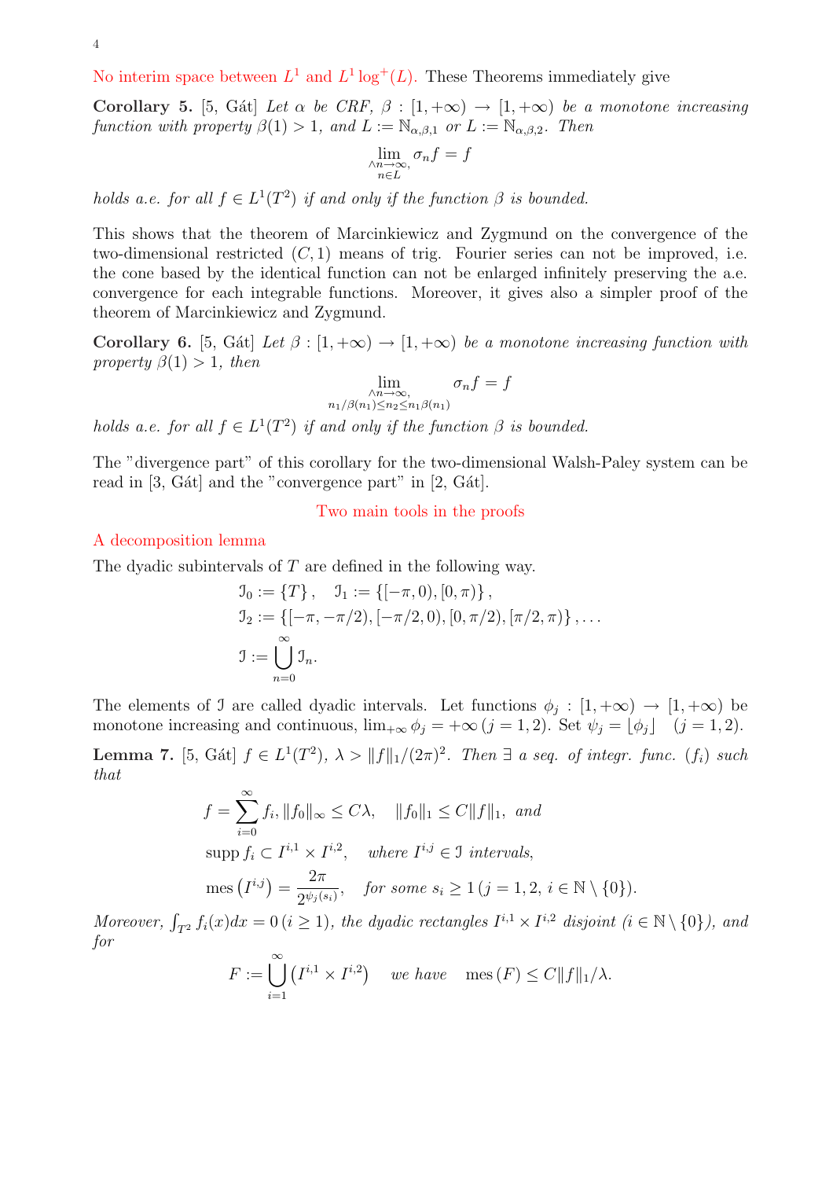No interim space between $L^1$ and $L^1\log^+(L)$. These Theorems immediately give

**Corollary 5.** [5, Gát] *Let $\alpha$ be CRF, $\beta : [1,+\infty) \to [1,+\infty)$ be a monotone increasing function with property $\beta(1) > 1$, and $L := \mathbb{N}_{\alpha,\beta,1}$ or $L := \mathbb{N}_{\alpha,\beta,2}$. Then*

$$\lim_{\substack{\wedge n\to\infty,\\ n\in L}} \sigma_n f = f$$

*holds a.e. for all $f \in L^1(T^2)$ if and only if the function $\beta$ is bounded.*

This shows that the theorem of Marcinkiewicz and Zygmund on the convergence of the two-dimensional restricted $(C,1)$ means of trig. Fourier series can not be improved, i.e. the cone based by the identical function can not be enlarged infinitely preserving the a.e. convergence for each integrable functions. Moreover, it gives also a simpler proof of the theorem of Marcinkiewicz and Zygmund.

**Corollary 6.** [5, Gát] *Let $\beta : [1,+\infty) \to [1,+\infty)$ be a monotone increasing function with property $\beta(1) > 1$, then*

$$\lim_{\substack{\wedge n\to\infty,\\ n_1/\beta(n_1)\le n_2\le n_1\beta(n_1)}} \sigma_n f = f$$

*holds a.e. for all $f \in L^1(T^2)$ if and only if the function $\beta$ is bounded.*

The "divergence part" of this corollary for the two-dimensional Walsh-Paley system can be read in [3, Gát] and the "convergence part" in [2, Gát].

## Two main tools in the proofs

### A decomposition lemma

The dyadic subintervals of $T$ are defined in the following way.

$$\mathcal{I}_0 := \{T\}, \quad \mathcal{I}_1 := \{[-\pi,0),[0,\pi)\},$$
$$\mathcal{I}_2 := \{[-\pi,-\pi/2),[-\pi/2,0),[0,\pi/2),[\pi/2,\pi)\}, \ldots$$
$$\mathcal{I} := \bigcup_{n=0}^{\infty} \mathcal{I}_n.$$

The elements of $\mathcal{I}$ are called dyadic intervals. Let functions $\phi_j : [1,+\infty) \to [1,+\infty)$ be monotone increasing and continuous, $\lim_{+\infty}\phi_j = +\infty\,(j=1,2)$. Set $\psi_j = \lfloor \phi_j \rfloor \quad (j=1,2)$.

**Lemma 7.** [5, Gát] *$f \in L^1(T^2)$, $\lambda > \|f\|_1/(2\pi)^2$. Then $\exists$ a seq. of integr. func. $(f_i)$ such that*

$$f = \sum_{i=0}^{\infty} f_i, \|f_0\|_\infty \le C\lambda, \quad \|f_0\|_1 \le C\|f\|_1, \text{ and}$$
$$\operatorname{supp} f_i \subset I^{i,1} \times I^{i,2}, \quad \text{where } I^{i,j} \in \mathcal{I} \text{ intervals},$$
$$\operatorname{mes}\left(I^{i,j}\right) = \frac{2\pi}{2^{\psi_j(s_i)}}, \quad \text{for some } s_i \ge 1\,(j=1,2,\, i \in \mathbb{N}\setminus\{0\}).$$

*Moreover, $\int_{T^2} f_i(x)dx = 0\,(i \ge 1)$, the dyadic rectangles $I^{i,1} \times I^{i,2}$ disjoint $(i \in \mathbb{N}\setminus\{0\})$, and for*

$$F := \bigcup_{i=1}^{\infty}\left(I^{i,1} \times I^{i,2}\right) \quad \text{we have} \quad \operatorname{mes}(F) \le C\|f\|_1/\lambda.$$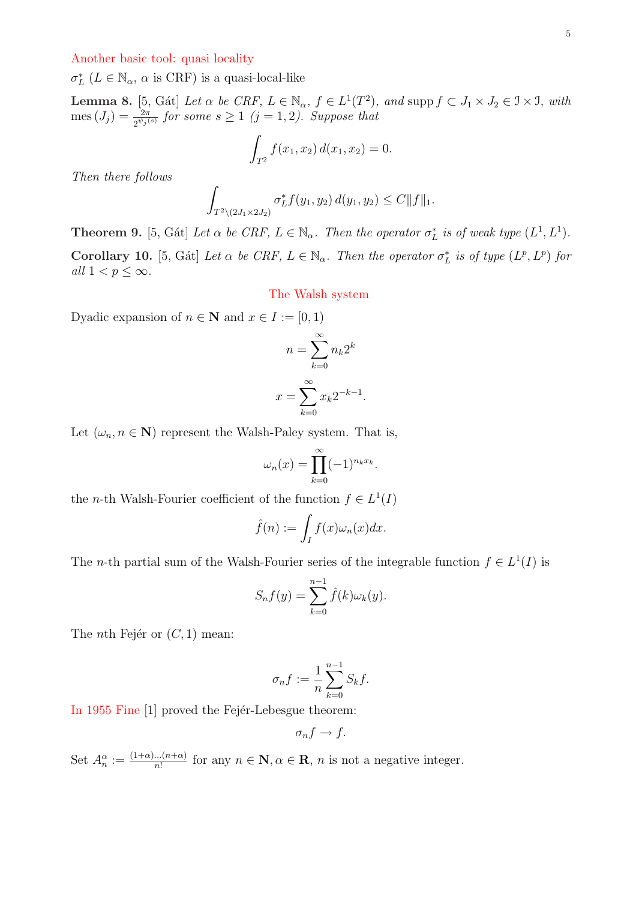## Another basic tool: quasi locality

$\sigma_L^*$ ($L \in \mathbb{N}_\alpha$, $\alpha$ is CRF) is a quasi-local-like

**Lemma 8.** [5, Gát] *Let $\alpha$ be CRF, $L \in \mathbb{N}_\alpha$, $f \in L^1(T^2)$, and $\operatorname{supp} f \subset J_1 \times J_2 \in \mathfrak{I} \times \mathfrak{I}$, with $\operatorname{mes}(J_j) = \frac{2\pi}{2^{\psi_j(s)}}$ for some $s \geq 1$ ($j = 1, 2$). Suppose that*

$$\int_{T^2} f(x_1, x_2)\, d(x_1, x_2) = 0.$$

*Then there follows*

$$\int_{T^2 \setminus (2J_1 \times 2J_2)} \sigma_L^* f(y_1, y_2)\, d(y_1, y_2) \leq C\|f\|_1.$$

**Theorem 9.** [5, Gát] *Let $\alpha$ be CRF, $L \in \mathbb{N}_\alpha$. Then the operator $\sigma_L^*$ is of weak type $(L^1, L^1)$.*

**Corollary 10.** [5, Gát] *Let $\alpha$ be CRF, $L \in \mathbb{N}_\alpha$. Then the operator $\sigma_L^*$ is of type $(L^p, L^p)$ for all $1 < p \leq \infty$.*

## The Walsh system

Dyadic expansion of $n \in \mathbf{N}$ and $x \in I := [0, 1)$

$$n = \sum_{k=0}^{\infty} n_k 2^k$$

$$x = \sum_{k=0}^{\infty} x_k 2^{-k-1}.$$

Let $(\omega_n, n \in \mathbf{N})$ represent the Walsh-Paley system. That is,

$$\omega_n(x) = \prod_{k=0}^{\infty} (-1)^{n_k x_k}.$$

the $n$-th Walsh-Fourier coefficient of the function $f \in L^1(I)$

$$\hat{f}(n) := \int_I f(x)\omega_n(x) dx.$$

The $n$-th partial sum of the Walsh-Fourier series of the integrable function $f \in L^1(I)$ is

$$S_n f(y) = \sum_{k=0}^{n-1} \hat{f}(k)\omega_k(y).$$

The $n$th Fejér or $(C, 1)$ mean:

$$\sigma_n f := \frac{1}{n} \sum_{k=0}^{n-1} S_k f.$$

In 1955 Fine [1] proved the Fejér-Lebesgue theorem:

$$\sigma_n f \to f.$$

Set $A_n^\alpha := \frac{(1+\alpha)\ldots(n+\alpha)}{n!}$ for any $n \in \mathbf{N}, \alpha \in \mathbf{R}$, $n$ is not a negative integer.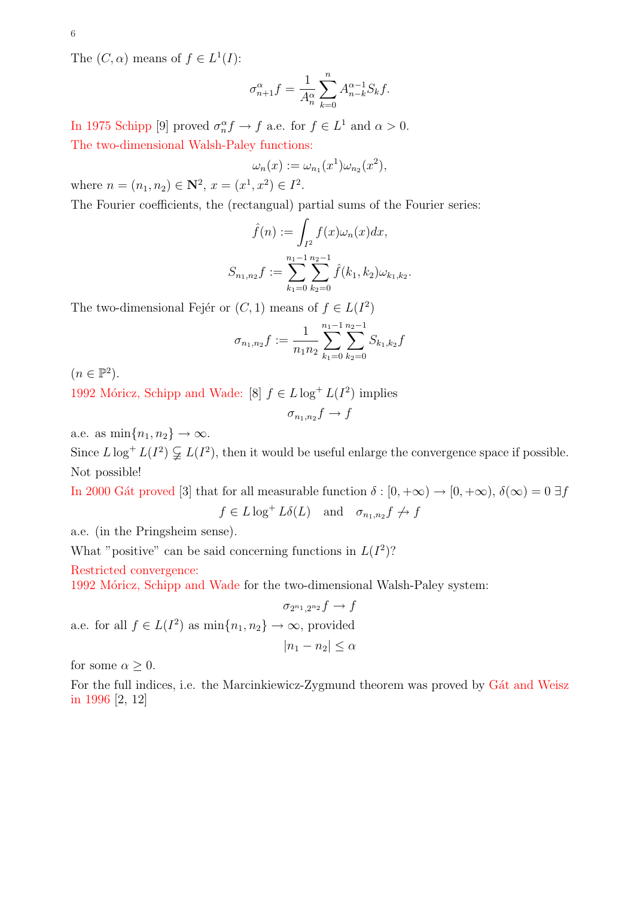The $(C, \alpha)$ means of $f \in L^1(I)$:

$$\sigma_{n+1}^{\alpha} f = \frac{1}{A_n^{\alpha}} \sum_{k=0}^{n} A_{n-k}^{\alpha-1} S_k f.$$

In 1975 Schipp [9] proved $\sigma_n^{\alpha} f \to f$ a.e. for $f \in L^1$ and $\alpha > 0$.

The two-dimensional Walsh-Paley functions:

$$\omega_n(x) := \omega_{n_1}(x^1)\omega_{n_2}(x^2),$$

where $n = (n_1, n_2) \in \mathbf{N}^2$, $x = (x^1, x^2) \in I^2$.

The Fourier coefficients, the (rectangual) partial sums of the Fourier series:

$$\hat{f}(n) := \int_{I^2} f(x)\omega_n(x)dx,$$

$$S_{n_1,n_2} f := \sum_{k_1=0}^{n_1-1} \sum_{k_2=0}^{n_2-1} \hat{f}(k_1, k_2)\omega_{k_1,k_2}.$$

The two-dimensional Fejér or $(C, 1)$ means of $f \in L(I^2)$

$$\sigma_{n_1,n_2} f := \frac{1}{n_1 n_2} \sum_{k_1=0}^{n_1-1} \sum_{k_2=0}^{n_2-1} S_{k_1,k_2} f$$

$(n \in \mathbb{P}^2)$.

1992 Móricz, Schipp and Wade: [8] $f \in L\log^+ L(I^2)$ implies

$$\sigma_{n_1,n_2} f \to f$$

a.e. as $\min\{n_1, n_2\} \to \infty$.

Since $L\log^+ L(I^2) \subsetneqq L(I^2)$, then it would be useful enlarge the convergence space if possible.

Not possible!

In 2000 Gát proved [3] that for all measurable function $\delta : [0, +\infty) \to [0, +\infty)$, $\delta(\infty) = 0$ $\exists f$

$$f \in L\log^+ L\delta(L) \quad \text{and} \quad \sigma_{n_1,n_2} f \not\to f$$

a.e. (in the Pringsheim sense).

What "positive" can be said concerning functions in $L(I^2)$?

Restricted convergence:

1992 Móricz, Schipp and Wade for the two-dimensional Walsh-Paley system:

$$\sigma_{2^{n_1},2^{n_2}} f \to f$$

a.e. for all $f \in L(I^2)$ as $\min\{n_1, n_2\} \to \infty$, provided

$$|n_1 - n_2| \le \alpha$$

for some $\alpha \ge 0$.

For the full indices, i.e. the Marcinkiewicz-Zygmund theorem was proved by Gát and Weisz in 1996 [2, 12]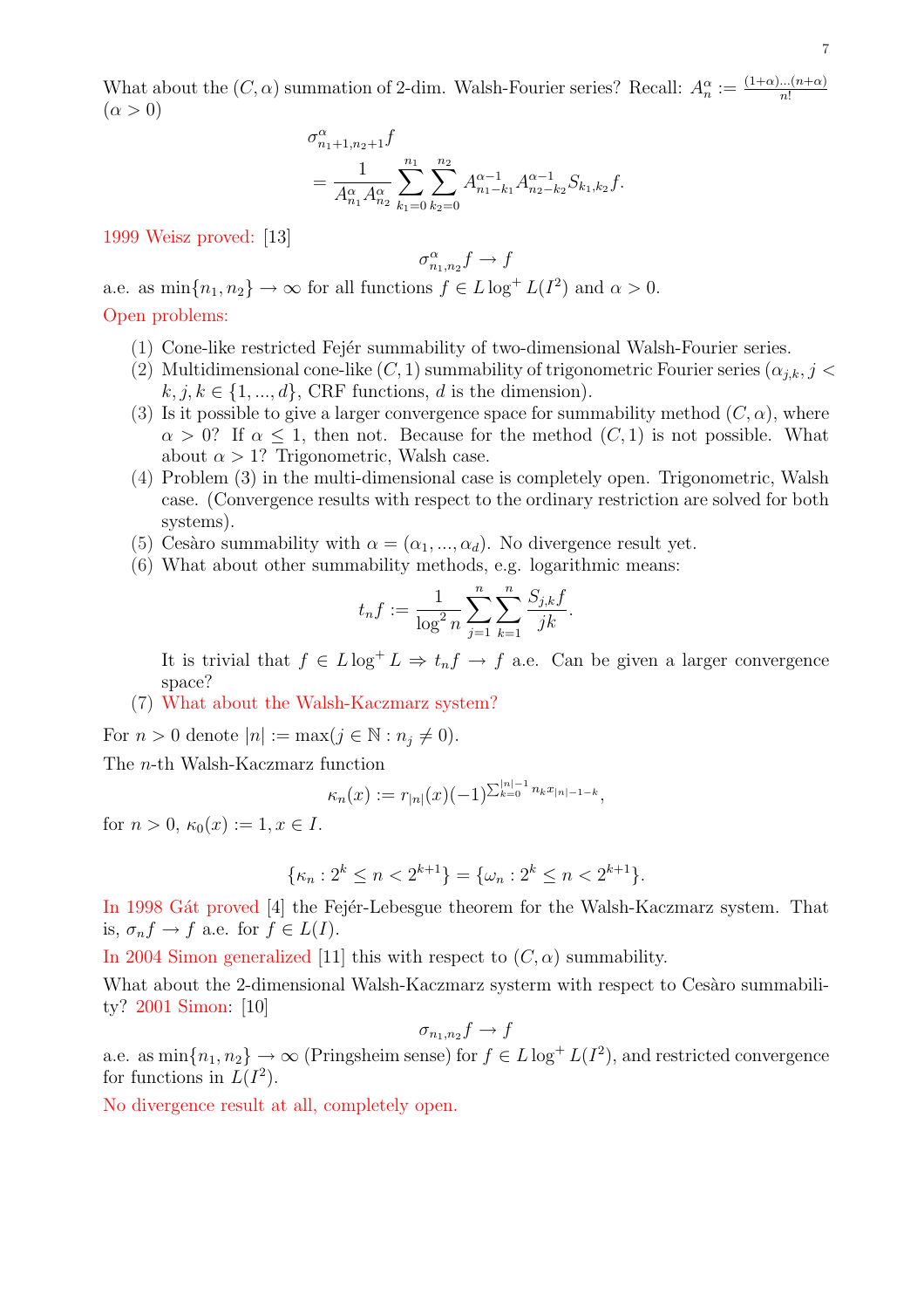What about the $(C,\alpha)$ summation of 2-dim. Walsh-Fourier series? Recall: $A_n^\alpha := \frac{(1+\alpha)\dots(n+\alpha)}{n!}$ $(\alpha > 0)$

$$\sigma^\alpha_{n_1+1,n_2+1}f = \frac{1}{A^\alpha_{n_1}A^\alpha_{n_2}}\sum_{k_1=0}^{n_1}\sum_{k_2=0}^{n_2} A^{\alpha-1}_{n_1-k_1}A^{\alpha-1}_{n_2-k_2}S_{k_1,k_2}f.$$

1999 Weisz proved: [13]

$$\sigma^\alpha_{n_1,n_2}f \to f$$

a.e. as $\min\{n_1,n_2\}\to\infty$ for all functions $f \in L\log^+ L(I^2)$ and $\alpha > 0$.

Open problems:

(1) Cone-like restricted Fejér summability of two-dimensional Walsh-Fourier series.
(2) Multidimensional cone-like $(C,1)$ summability of trigonometric Fourier series ($\alpha_{j,k}, j < k, j,k \in \{1,...,d\}$, CRF functions, $d$ is the dimension).
(3) Is it possible to give a larger convergence space for summability method $(C,\alpha)$, where $\alpha > 0$? If $\alpha \le 1$, then not. Because for the method $(C,1)$ is not possible. What about $\alpha > 1$? Trigonometric, Walsh case.
(4) Problem (3) in the multi-dimensional case is completely open. Trigonometric, Walsh case. (Convergence results with respect to the ordinary restriction are solved for both systems).
(5) Cesàro summability with $\alpha = (\alpha_1,...,\alpha_d)$. No divergence result yet.
(6) What about other summability methods, e.g. logarithmic means:

$$t_n f := \frac{1}{\log^2 n}\sum_{j=1}^{n}\sum_{k=1}^{n}\frac{S_{j,k}f}{jk}.$$

It is trivial that $f \in L\log^+ L \Rightarrow t_n f \to f$ a.e. Can be given a larger convergence space?
(7) What about the Walsh-Kaczmarz system?

For $n > 0$ denote $|n| := \max(j \in \mathbb{N} : n_j \neq 0)$.

The $n$-th Walsh-Kaczmarz function

$$\kappa_n(x) := r_{|n|}(x)(-1)^{\sum_{k=0}^{|n|-1} n_k x_{|n|-1-k}},$$

for $n > 0$, $\kappa_0(x) := 1, x \in I$.

$$\{\kappa_n : 2^k \le n < 2^{k+1}\} = \{\omega_n : 2^k \le n < 2^{k+1}\}.$$

In 1998 Gát proved [4] the Fejér-Lebesgue theorem for the Walsh-Kaczmarz system. That is, $\sigma_n f \to f$ a.e. for $f \in L(I)$.

In 2004 Simon generalized [11] this with respect to $(C,\alpha)$ summability.

What about the 2-dimensional Walsh-Kaczmarz systerm with respect to Cesàro summability? 2001 Simon: [10]

$$\sigma_{n_1,n_2}f \to f$$

a.e. as $\min\{n_1,n_2\}\to\infty$ (Pringsheim sense) for $f \in L\log^+ L(I^2)$, and restricted convergence for functions in $L(I^2)$.

No divergence result at all, completely open.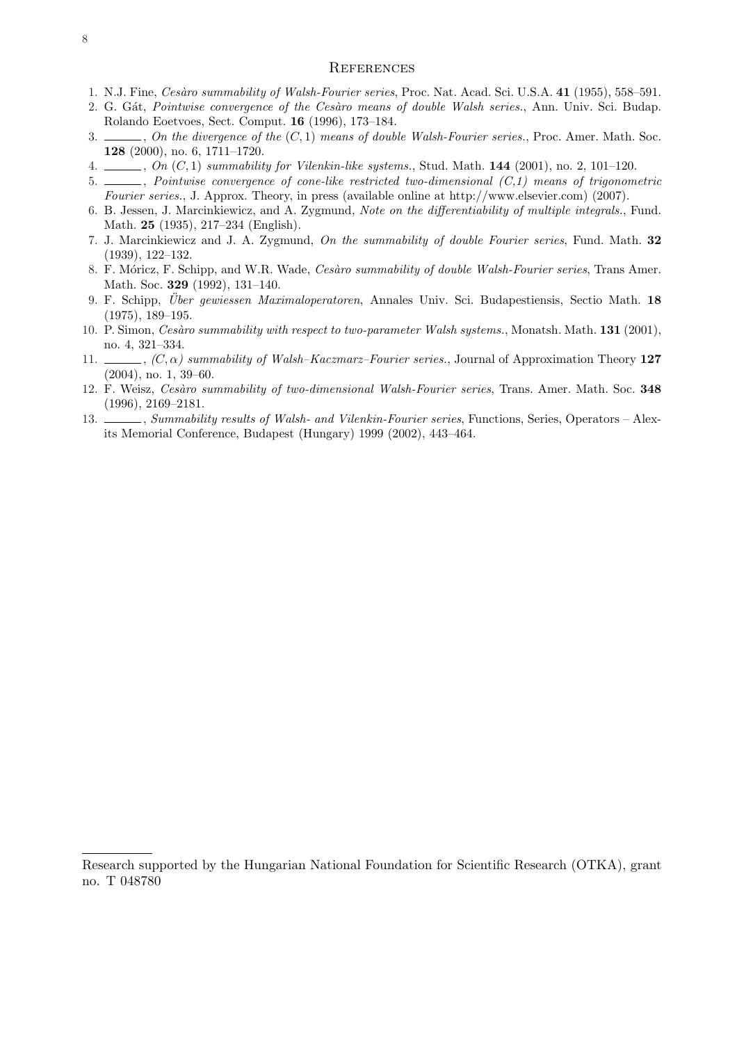## References

1. N.J. Fine, *Cesàro summability of Walsh-Fourier series*, Proc. Nat. Acad. Sci. U.S.A. **41** (1955), 558–591.
2. G. Gát, *Pointwise convergence of the Cesàro means of double Walsh series.*, Ann. Univ. Sci. Budap. Rolando Eoetvoes, Sect. Comput. **16** (1996), 173–184.
3. ______, *On the divergence of the $(C, 1)$ means of double Walsh-Fourier series.*, Proc. Amer. Math. Soc. **128** (2000), no. 6, 1711–1720.
4. ______, *On $(C, 1)$ summability for Vilenkin-like systems.*, Stud. Math. **144** (2001), no. 2, 101–120.
5. ______, *Pointwise convergence of cone-like restricted two-dimensional (C,1) means of trigonometric Fourier series.*, J. Approx. Theory, in press (available online at http://www.elsevier.com) (2007).
6. B. Jessen, J. Marcinkiewicz, and A. Zygmund, *Note on the differentiability of multiple integrals.*, Fund. Math. **25** (1935), 217–234 (English).
7. J. Marcinkiewicz and J. A. Zygmund, *On the summability of double Fourier series*, Fund. Math. **32** (1939), 122–132.
8. F. Móricz, F. Schipp, and W.R. Wade, *Cesàro summability of double Walsh-Fourier series*, Trans Amer. Math. Soc. **329** (1992), 131–140.
9. F. Schipp, *Über gewiessen Maximaloperatoren*, Annales Univ. Sci. Budapestiensis, Sectio Math. **18** (1975), 189–195.
10. P. Simon, *Cesàro summability with respect to two-parameter Walsh systems.*, Monatsh. Math. **131** (2001), no. 4, 321–334.
11. ______, *$(C, \alpha)$ summability of Walsh–Kaczmarz–Fourier series.*, Journal of Approximation Theory **127** (2004), no. 1, 39–60.
12. F. Weisz, *Cesàro summability of two-dimensional Walsh-Fourier series*, Trans. Amer. Math. Soc. **348** (1996), 2169–2181.
13. ______, *Summability results of Walsh- and Vilenkin-Fourier series*, Functions, Series, Operators – Alexits Memorial Conference, Budapest (Hungary) 1999 (2002), 443–464.

---

Research supported by the Hungarian National Foundation for Scientific Research (OTKA), grant no. T 048780